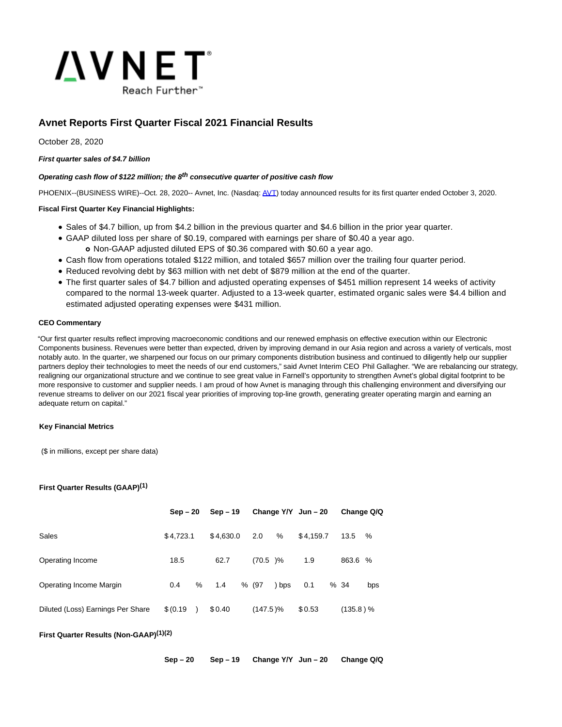# Avnet Reports First Quarter Fiscal 2021 Financial Results

October 28, 2020

***First quarter sales of $4.7 billion***

***Operating cash flow of $122 million; the 8th consecutive quarter of positive cash flow***

PHOENIX--(BUSINESS WIRE)--Oct. 28, 2020-- Avnet, Inc. (Nasdaq: AVT) today announced results for its first quarter ended October 3, 2020.

**Fiscal First Quarter Key Financial Highlights:**

- Sales of $4.7 billion, up from $4.2 billion in the previous quarter and $4.6 billion in the prior year quarter.
- GAAP diluted loss per share of $0.19, compared with earnings per share of $0.40 a year ago.
  - Non-GAAP adjusted diluted EPS of $0.36 compared with $0.60 a year ago.
- Cash flow from operations totaled $122 million, and totaled $657 million over the trailing four quarter period.
- Reduced revolving debt by $63 million with net debt of $879 million at the end of the quarter.
- The first quarter sales of $4.7 billion and adjusted operating expenses of $451 million represent 14 weeks of activity compared to the normal 13-week quarter. Adjusted to a 13-week quarter, estimated organic sales were $4.4 billion and estimated adjusted operating expenses were $431 million.

**CEO Commentary**

"Our first quarter results reflect improving macroeconomic conditions and our renewed emphasis on effective execution within our Electronic Components business. Revenues were better than expected, driven by improving demand in our Asia region and across a variety of verticals, most notably auto. In the quarter, we sharpened our focus on our primary components distribution business and continued to diligently help our supplier partners deploy their technologies to meet the needs of our end customers," said Avnet Interim CEO Phil Gallagher. "We are rebalancing our strategy, realigning our organizational structure and we continue to see great value in Farnell's opportunity to strengthen Avnet's global digital footprint to be more responsive to customer and supplier needs. I am proud of how Avnet is managing through this challenging environment and diversifying our revenue streams to deliver on our 2021 fiscal year priorities of improving top-line growth, generating greater operating margin and earning an adequate return on capital."

**Key Financial Metrics**

($ in millions, except per share data)

**First Quarter Results (GAAP)[1]**

| | Sep – 20 | Sep – 19 | Change Y/Y | Jun – 20 | Change Q/Q |
|---|---|---|---|---|---|
| Sales | $ 4,723.1 | $ 4,630.0 | 2.0 % | $ 4,159.7 | 13.5 % |
| Operating Income | 18.5 | 62.7 | (70.5 )% | 1.9 | 863.6 % |
| Operating Income Margin | 0.4 % | 1.4 % | (97 ) bps | 0.1 % | 34 bps |
| Diluted (Loss) Earnings Per Share | $ (0.19 ) | $ 0.40 | (147.5 )% | $ 0.53 | (135.8 ) % |

**First Quarter Results (Non-GAAP)[1][2]**

| | Sep – 20 | Sep – 19 | Change Y/Y | Jun – 20 | Change Q/Q |
|---|---|---|---|---|---|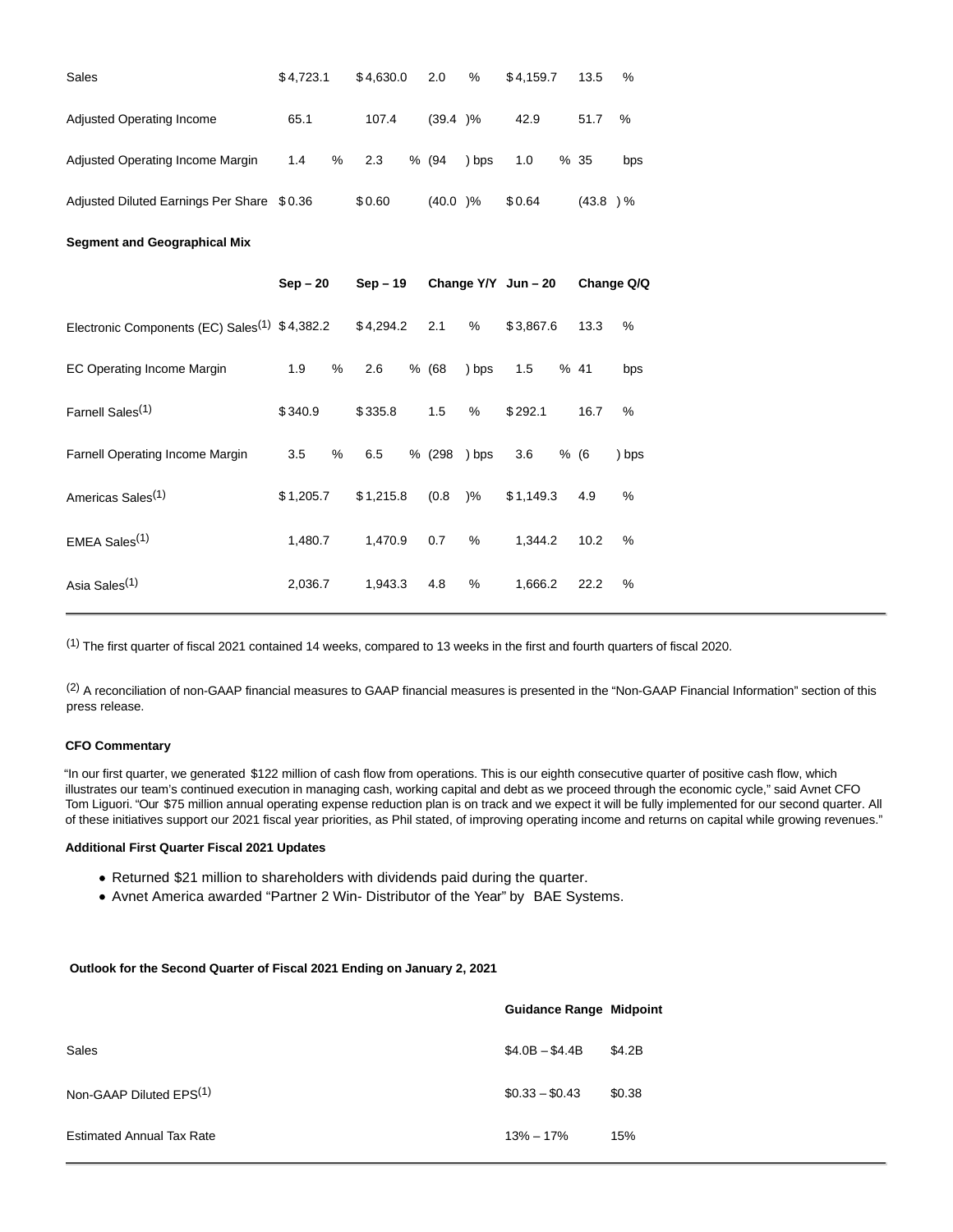| | | | | | |
|---|---|---|---|---|---|
| Sales | $4,723.1 | $4,630.0 | 2.0 % | $4,159.7 | 13.5 % |
| Adjusted Operating Income | 65.1 | 107.4 | (39.4 )% | 42.9 | 51.7 % |
| Adjusted Operating Income Margin | 1.4 % | 2.3 % | (94 ) bps | 1.0 % | 35 bps |
| Adjusted Diluted Earnings Per Share | $0.36 | $0.60 | (40.0 )% | $0.64 | (43.8 ) % |

**Segment and Geographical Mix**

| | Sep – 20 | Sep – 19 | Change Y/Y | Jun – 20 | Change Q/Q |
|---|---|---|---|---|---|
| Electronic Components (EC) Sales[1] | $4,382.2 | $4,294.2 | 2.1 % | $3,867.6 | 13.3 % |
| EC Operating Income Margin | 1.9 % | 2.6 % | (68 ) bps | 1.5 % | 41 bps |
| Farnell Sales[1] | $340.9 | $335.8 | 1.5 % | $292.1 | 16.7 % |
| Farnell Operating Income Margin | 3.5 % | 6.5 % | (298 ) bps | 3.6 % | (6 ) bps |
| Americas Sales[1] | $1,205.7 | $1,215.8 | (0.8 )% | $1,149.3 | 4.9 % |
| EMEA Sales[1] | 1,480.7 | 1,470.9 | 0.7 % | 1,344.2 | 10.2 % |
| Asia Sales[1] | 2,036.7 | 1,943.3 | 4.8 % | 1,666.2 | 22.2 % |

[1] The first quarter of fiscal 2021 contained 14 weeks, compared to 13 weeks in the first and fourth quarters of fiscal 2020.

[2] A reconciliation of non-GAAP financial measures to GAAP financial measures is presented in the "Non-GAAP Financial Information" section of this press release.

**CFO Commentary**

"In our first quarter, we generated $122 million of cash flow from operations. This is our eighth consecutive quarter of positive cash flow, which illustrates our team's continued execution in managing cash, working capital and debt as we proceed through the economic cycle," said Avnet CFO Tom Liguori. "Our $75 million annual operating expense reduction plan is on track and we expect it will be fully implemented for our second quarter. All of these initiatives support our 2021 fiscal year priorities, as Phil stated, of improving operating income and returns on capital while growing revenues."

**Additional First Quarter Fiscal 2021 Updates**

- Returned $21 million to shareholders with dividends paid during the quarter.
- Avnet America awarded "Partner 2 Win- Distributor of the Year" by BAE Systems.

**Outlook for the Second Quarter of Fiscal 2021 Ending on January 2, 2021**

| | Guidance Range | Midpoint |
|---|---|---|
| Sales | $4.0B – $4.4B | $4.2B |
| Non-GAAP Diluted EPS[1] | $0.33 – $0.43 | $0.38 |
| Estimated Annual Tax Rate | 13% – 17% | 15% |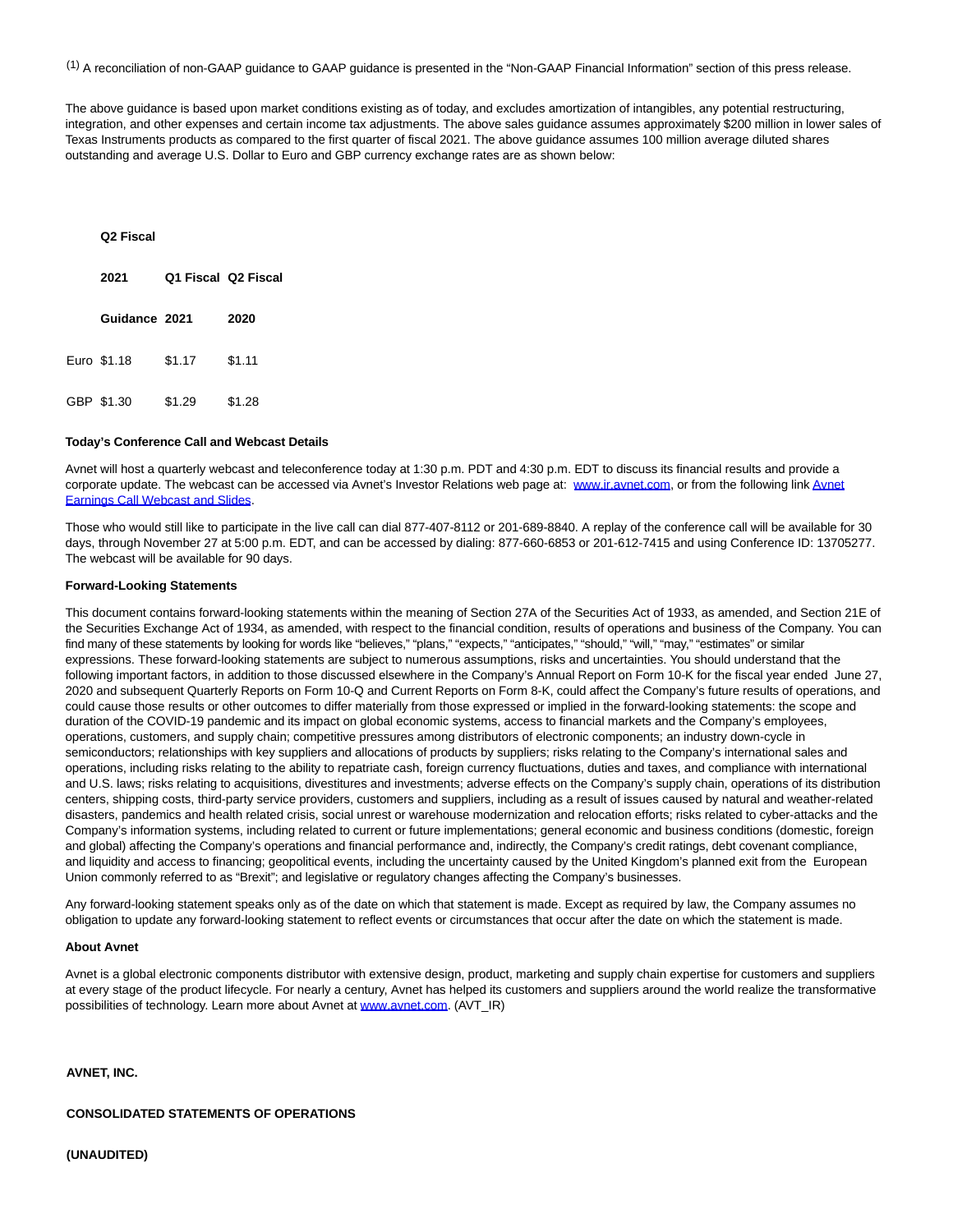(1) A reconciliation of non-GAAP guidance to GAAP guidance is presented in the "Non-GAAP Financial Information" section of this press release.

The above guidance is based upon market conditions existing as of today, and excludes amortization of intangibles, any potential restructuring, integration, and other expenses and certain income tax adjustments. The above sales guidance assumes approximately $200 million in lower sales of Texas Instruments products as compared to the first quarter of fiscal 2021. The above guidance assumes 100 million average diluted shares outstanding and average U.S. Dollar to Euro and GBP currency exchange rates are as shown below:

| | Q2 Fiscal 2021 Guidance | Q1 Fiscal 2021 | Q2 Fiscal 2020 |
|---|---|---|---|
| Euro | $1.18 | $1.17 | $1.11 |
| GBP | $1.30 | $1.29 | $1.28 |

**Today's Conference Call and Webcast Details**

Avnet will host a quarterly webcast and teleconference today at 1:30 p.m. PDT and 4:30 p.m. EDT to discuss its financial results and provide a corporate update. The webcast can be accessed via Avnet's Investor Relations web page at: www.ir.avnet.com, or from the following link Avnet Earnings Call Webcast and Slides.

Those who would still like to participate in the live call can dial 877-407-8112 or 201-689-8840. A replay of the conference call will be available for 30 days, through November 27 at 5:00 p.m. EDT, and can be accessed by dialing: 877-660-6853 or 201-612-7415 and using Conference ID: 13705277. The webcast will be available for 90 days.

**Forward-Looking Statements**

This document contains forward-looking statements within the meaning of Section 27A of the Securities Act of 1933, as amended, and Section 21E of the Securities Exchange Act of 1934, as amended, with respect to the financial condition, results of operations and business of the Company. You can find many of these statements by looking for words like "believes," "plans," "expects," "anticipates," "should," "will," "may," "estimates" or similar expressions. These forward-looking statements are subject to numerous assumptions, risks and uncertainties. You should understand that the following important factors, in addition to those discussed elsewhere in the Company's Annual Report on Form 10-K for the fiscal year ended June 27, 2020 and subsequent Quarterly Reports on Form 10-Q and Current Reports on Form 8-K, could affect the Company's future results of operations, and could cause those results or other outcomes to differ materially from those expressed or implied in the forward-looking statements: the scope and duration of the COVID-19 pandemic and its impact on global economic systems, access to financial markets and the Company's employees, operations, customers, and supply chain; competitive pressures among distributors of electronic components; an industry down-cycle in semiconductors; relationships with key suppliers and allocations of products by suppliers; risks relating to the Company's international sales and operations, including risks relating to the ability to repatriate cash, foreign currency fluctuations, duties and taxes, and compliance with international and U.S. laws; risks relating to acquisitions, divestitures and investments; adverse effects on the Company's supply chain, operations of its distribution centers, shipping costs, third-party service providers, customers and suppliers, including as a result of issues caused by natural and weather-related disasters, pandemics and health related crisis, social unrest or warehouse modernization and relocation efforts; risks related to cyber-attacks and the Company's information systems, including related to current or future implementations; general economic and business conditions (domestic, foreign and global) affecting the Company's operations and financial performance and, indirectly, the Company's credit ratings, debt covenant compliance, and liquidity and access to financing; geopolitical events, including the uncertainty caused by the United Kingdom's planned exit from the European Union commonly referred to as "Brexit"; and legislative or regulatory changes affecting the Company's businesses.

Any forward-looking statement speaks only as of the date on which that statement is made. Except as required by law, the Company assumes no obligation to update any forward-looking statement to reflect events or circumstances that occur after the date on which the statement is made.

**About Avnet**

Avnet is a global electronic components distributor with extensive design, product, marketing and supply chain expertise for customers and suppliers at every stage of the product lifecycle. For nearly a century, Avnet has helped its customers and suppliers around the world realize the transformative possibilities of technology. Learn more about Avnet at www.avnet.com. (AVT_IR)

**AVNET, INC.**

**CONSOLIDATED STATEMENTS OF OPERATIONS**

**(UNAUDITED)**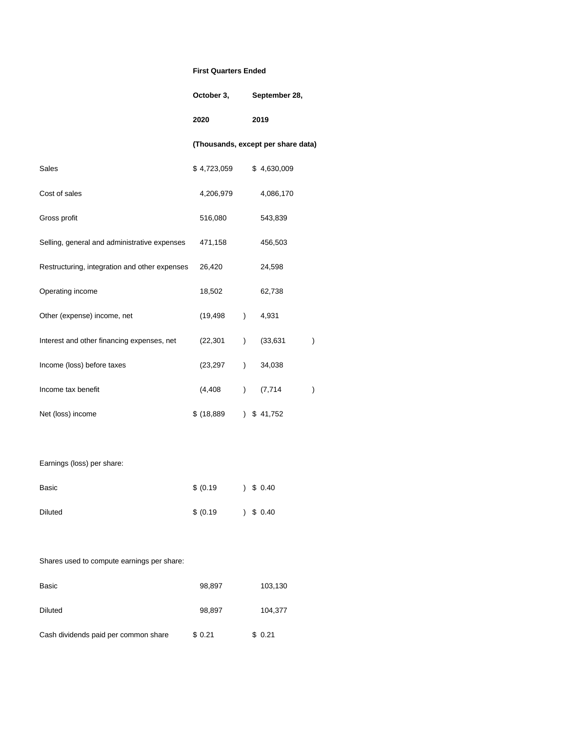| | First Quarters Ended | |
|---|---|---|
| | October 3, | September 28, |
| | 2020 | 2019 |
| | (Thousands, except per share data) | |
| Sales | $ 4,723,059 | $ 4,630,009 |
| Cost of sales | 4,206,979 | 4,086,170 |
| Gross profit | 516,080 | 543,839 |
| Selling, general and administrative expenses | 471,158 | 456,503 |
| Restructuring, integration and other expenses | 26,420 | 24,598 |
| Operating income | 18,502 | 62,738 |
| Other (expense) income, net | (19,498 ) | 4,931 |
| Interest and other financing expenses, net | (22,301 ) | (33,631 ) |
| Income (loss) before taxes | (23,297 ) | 34,038 |
| Income tax benefit | (4,408 ) | (7,714 ) |
| Net (loss) income | $ (18,889 ) | $ 41,752 |
| | | |
| Earnings (loss) per share: | | |
| Basic | $ (0.19 ) | $ 0.40 |
| Diluted | $ (0.19 ) | $ 0.40 |
| | | |
| Shares used to compute earnings per share: | | |
| Basic | 98,897 | 103,130 |
| Diluted | 98,897 | 104,377 |
| Cash dividends paid per common share | $ 0.21 | $ 0.21 |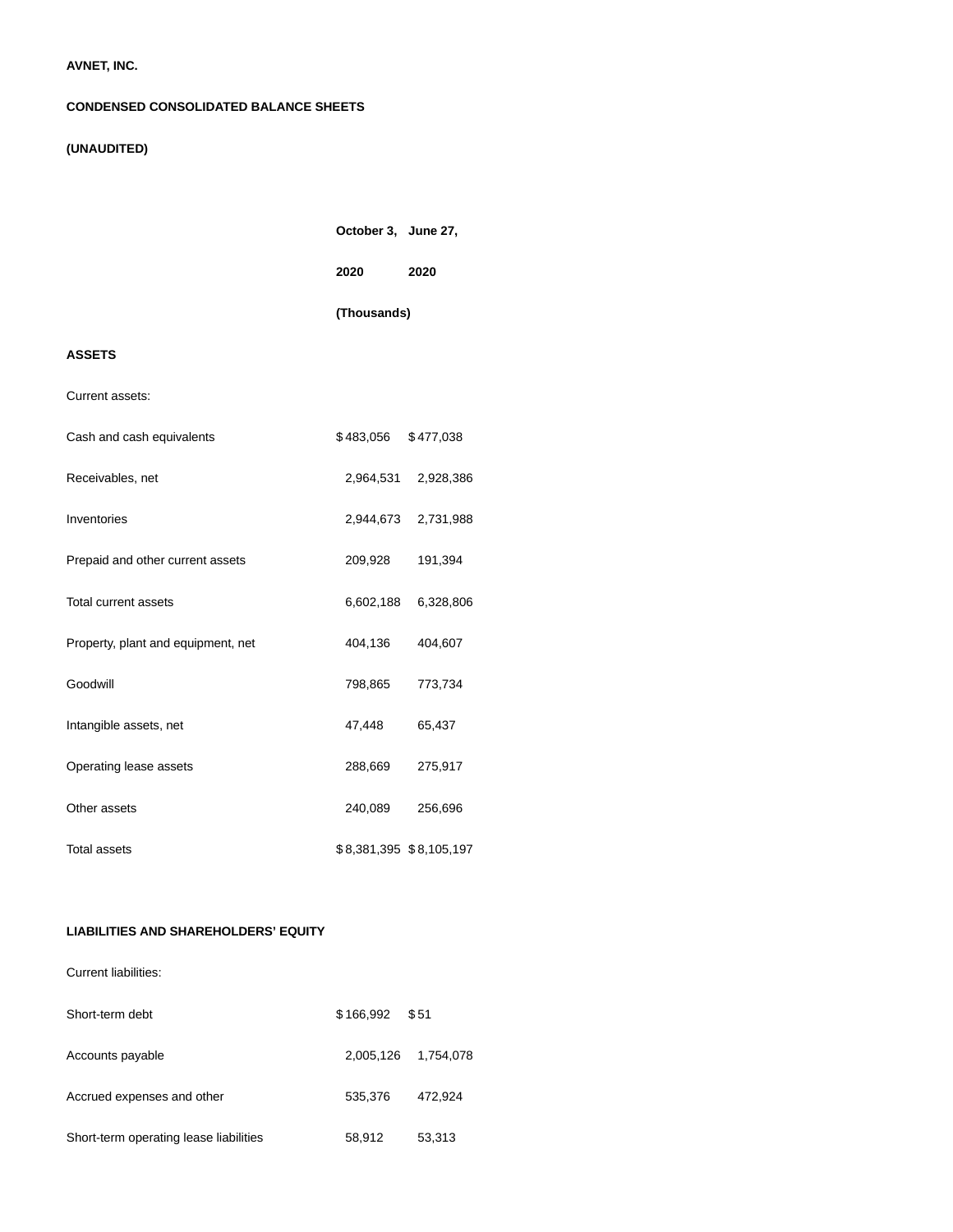**AVNET, INC.**

**CONDENSED CONSOLIDATED BALANCE SHEETS**

**(UNAUDITED)**

| | October 3, 2020 | June 27, 2020 |
|---|---|---|
| | (Thousands) | |
| **ASSETS** | | |
| Current assets: | | |
| Cash and cash equivalents | $ 483,056 | $ 477,038 |
| Receivables, net | 2,964,531 | 2,928,386 |
| Inventories | 2,944,673 | 2,731,988 |
| Prepaid and other current assets | 209,928 | 191,394 |
| Total current assets | 6,602,188 | 6,328,806 |
| Property, plant and equipment, net | 404,136 | 404,607 |
| Goodwill | 798,865 | 773,734 |
| Intangible assets, net | 47,448 | 65,437 |
| Operating lease assets | 288,669 | 275,917 |
| Other assets | 240,089 | 256,696 |
| Total assets | $ 8,381,395 | $ 8,105,197 |
| | | |
| **LIABILITIES AND SHAREHOLDERS' EQUITY** | | |
| Current liabilities: | | |
| Short-term debt | $ 166,992 | $ 51 |
| Accounts payable | 2,005,126 | 1,754,078 |
| Accrued expenses and other | 535,376 | 472,924 |
| Short-term operating lease liabilities | 58,912 | 53,313 |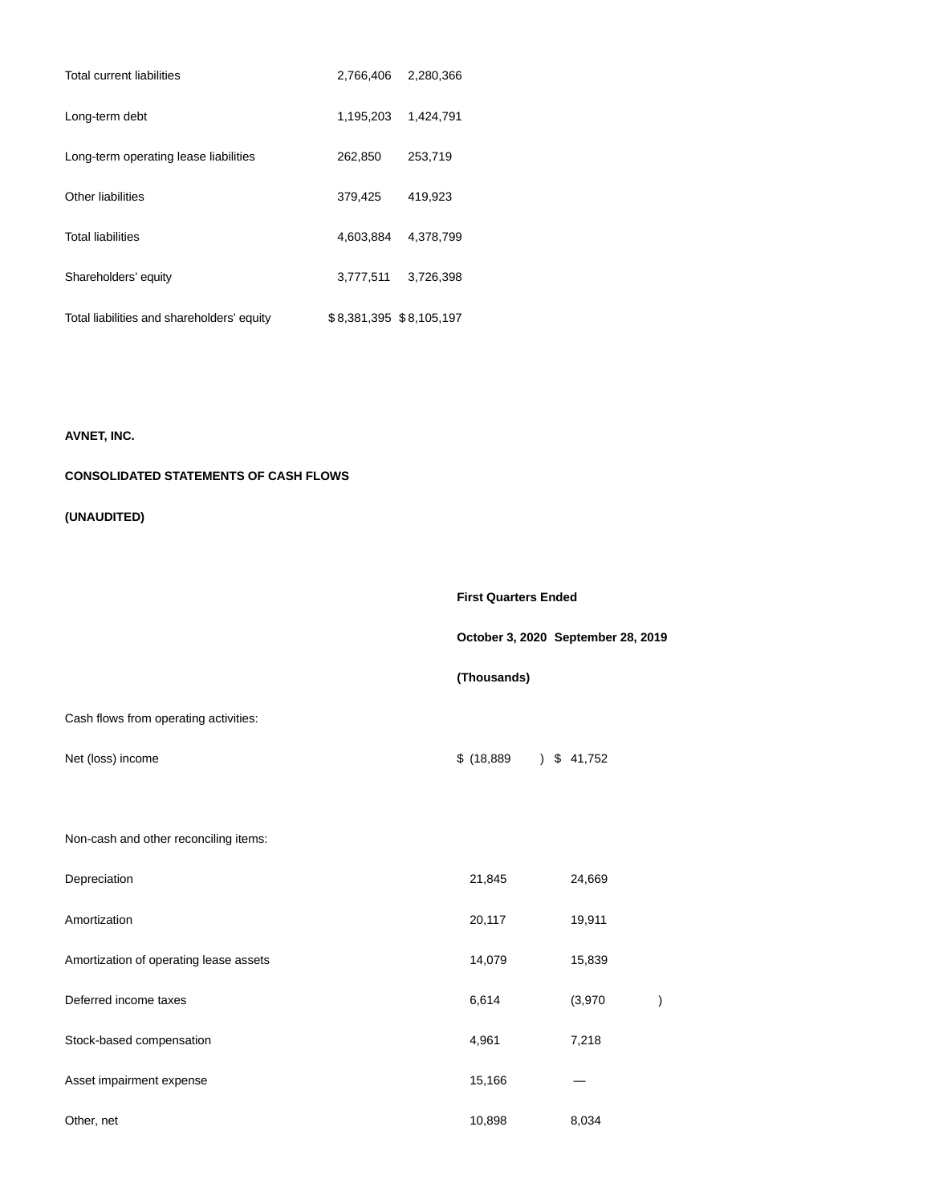| | | |
|---|---|---|
| Total current liabilities | 2,766,406 | 2,280,366 |
| Long-term debt | 1,195,203 | 1,424,791 |
| Long-term operating lease liabilities | 262,850 | 253,719 |
| Other liabilities | 379,425 | 419,923 |
| Total liabilities | 4,603,884 | 4,378,799 |
| Shareholders' equity | 3,777,511 | 3,726,398 |
| Total liabilities and shareholders' equity | $ 8,381,395 | $ 8,105,197 |

**AVNET, INC.**

**CONSOLIDATED STATEMENTS OF CASH FLOWS**

**(UNAUDITED)**

| | **First Quarters Ended** | |
|---|---|---|
| | **October 3, 2020** | **September 28, 2019** |
| | **(Thousands)** | |
| Cash flows from operating activities: | | |
| Net (loss) income | $ (18,889) | $ 41,752 |
| | | |
| Non-cash and other reconciling items: | | |
| Depreciation | 21,845 | 24,669 |
| Amortization | 20,117 | 19,911 |
| Amortization of operating lease assets | 14,079 | 15,839 |
| Deferred income taxes | 6,614 | (3,970) |
| Stock-based compensation | 4,961 | 7,218 |
| Asset impairment expense | 15,166 | — |
| Other, net | 10,898 | 8,034 |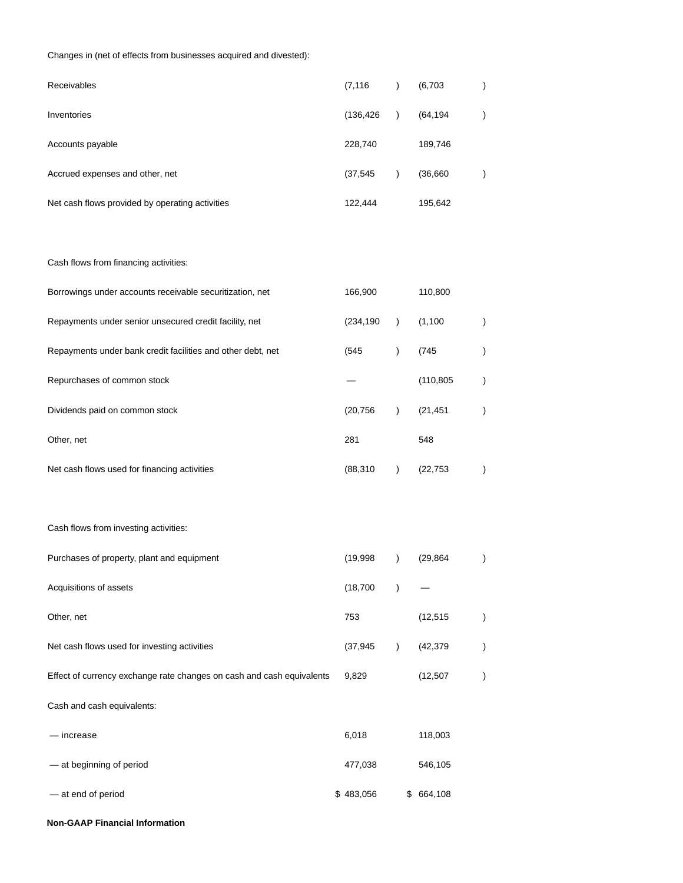| | | |
|---|---|---|
| Changes in (net of effects from businesses acquired and divested): | | |
| Receivables | (7,116) | (6,703) |
| Inventories | (136,426) | (64,194) |
| Accounts payable | 228,740 | 189,746 |
| Accrued expenses and other, net | (37,545) | (36,660) |
| Net cash flows provided by operating activities | 122,444 | 195,642 |
| | | |
| Cash flows from financing activities: | | |
| Borrowings under accounts receivable securitization, net | 166,900 | 110,800 |
| Repayments under senior unsecured credit facility, net | (234,190) | (1,100) |
| Repayments under bank credit facilities and other debt, net | (545) | (745) |
| Repurchases of common stock | — | (110,805) |
| Dividends paid on common stock | (20,756) | (21,451) |
| Other, net | 281 | 548 |
| Net cash flows used for financing activities | (88,310) | (22,753) |
| | | |
| Cash flows from investing activities: | | |
| Purchases of property, plant and equipment | (19,998) | (29,864) |
| Acquisitions of assets | (18,700) | — |
| Other, net | 753 | (12,515) |
| Net cash flows used for investing activities | (37,945) | (42,379) |
| Effect of currency exchange rate changes on cash and cash equivalents | 9,829 | (12,507) |
| Cash and cash equivalents: | | |
| — increase | 6,018 | 118,003 |
| — at beginning of period | 477,038 | 546,105 |
| — at end of period | $ 483,056 | $ 664,108 |

**Non-GAAP Financial Information**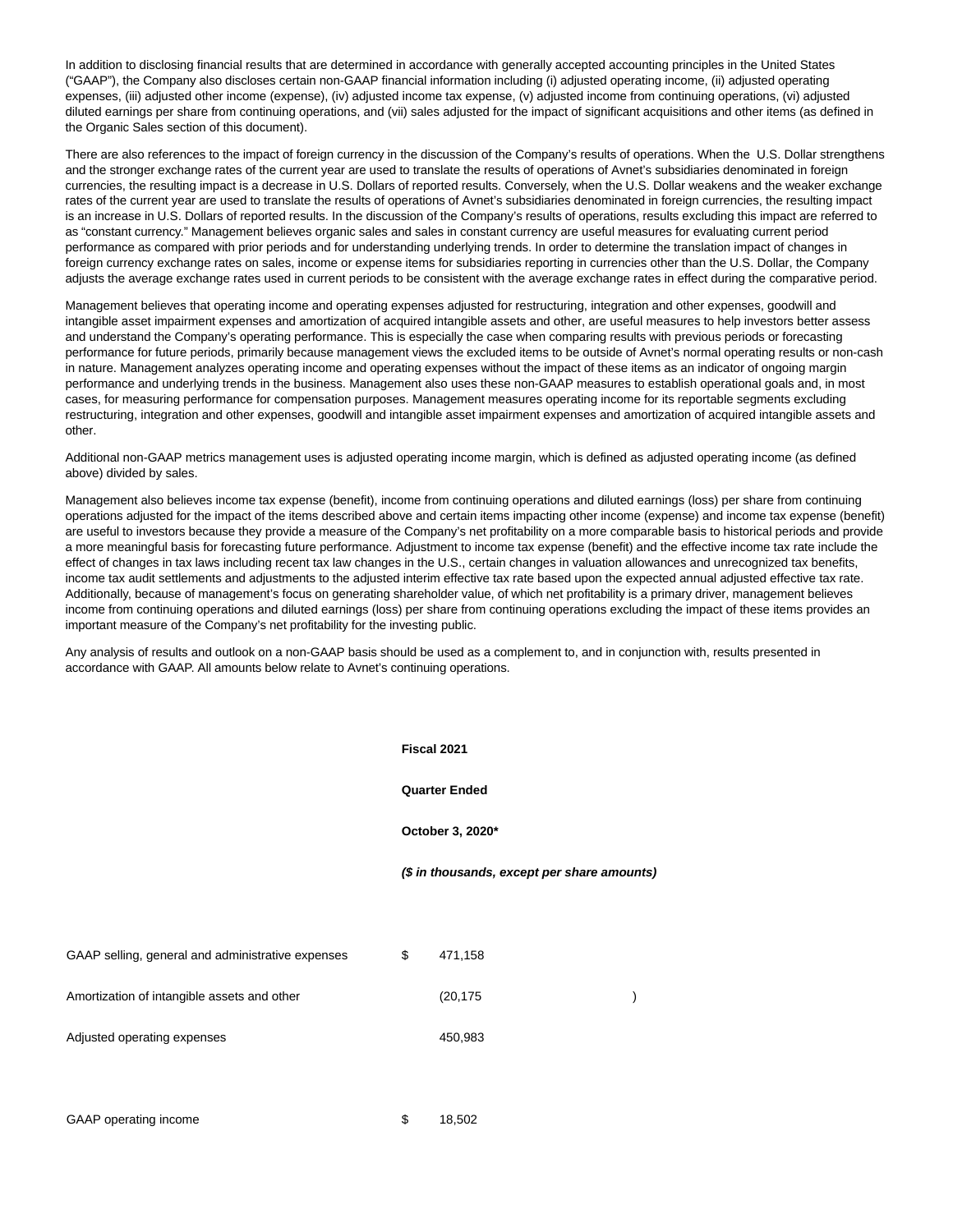In addition to disclosing financial results that are determined in accordance with generally accepted accounting principles in the United States ("GAAP"), the Company also discloses certain non-GAAP financial information including (i) adjusted operating income, (ii) adjusted operating expenses, (iii) adjusted other income (expense), (iv) adjusted income tax expense, (v) adjusted income from continuing operations, (vi) adjusted diluted earnings per share from continuing operations, and (vii) sales adjusted for the impact of significant acquisitions and other items (as defined in the Organic Sales section of this document).

There are also references to the impact of foreign currency in the discussion of the Company's results of operations. When the U.S. Dollar strengthens and the stronger exchange rates of the current year are used to translate the results of operations of Avnet's subsidiaries denominated in foreign currencies, the resulting impact is a decrease in U.S. Dollars of reported results. Conversely, when the U.S. Dollar weakens and the weaker exchange rates of the current year are used to translate the results of operations of Avnet's subsidiaries denominated in foreign currencies, the resulting impact is an increase in U.S. Dollars of reported results. In the discussion of the Company's results of operations, results excluding this impact are referred to as "constant currency." Management believes organic sales and sales in constant currency are useful measures for evaluating current period performance as compared with prior periods and for understanding underlying trends. In order to determine the translation impact of changes in foreign currency exchange rates on sales, income or expense items for subsidiaries reporting in currencies other than the U.S. Dollar, the Company adjusts the average exchange rates used in current periods to be consistent with the average exchange rates in effect during the comparative period.

Management believes that operating income and operating expenses adjusted for restructuring, integration and other expenses, goodwill and intangible asset impairment expenses and amortization of acquired intangible assets and other, are useful measures to help investors better assess and understand the Company's operating performance. This is especially the case when comparing results with previous periods or forecasting performance for future periods, primarily because management views the excluded items to be outside of Avnet's normal operating results or non-cash in nature. Management analyzes operating income and operating expenses without the impact of these items as an indicator of ongoing margin performance and underlying trends in the business. Management also uses these non-GAAP measures to establish operational goals and, in most cases, for measuring performance for compensation purposes. Management measures operating income for its reportable segments excluding restructuring, integration and other expenses, goodwill and intangible asset impairment expenses and amortization of acquired intangible assets and other.

Additional non-GAAP metrics management uses is adjusted operating income margin, which is defined as adjusted operating income (as defined above) divided by sales.

Management also believes income tax expense (benefit), income from continuing operations and diluted earnings (loss) per share from continuing operations adjusted for the impact of the items described above and certain items impacting other income (expense) and income tax expense (benefit) are useful to investors because they provide a measure of the Company's net profitability on a more comparable basis to historical periods and provide a more meaningful basis for forecasting future performance. Adjustment to income tax expense (benefit) and the effective income tax rate include the effect of changes in tax laws including recent tax law changes in the U.S., certain changes in valuation allowances and unrecognized tax benefits, income tax audit settlements and adjustments to the adjusted interim effective tax rate based upon the expected annual adjusted effective tax rate. Additionally, because of management's focus on generating shareholder value, of which net profitability is a primary driver, management believes income from continuing operations and diluted earnings (loss) per share from continuing operations excluding the impact of these items provides an important measure of the Company's net profitability for the investing public.

Any analysis of results and outlook on a non-GAAP basis should be used as a complement to, and in conjunction with, results presented in accordance with GAAP. All amounts below relate to Avnet's continuing operations.

| | **Fiscal 2021** | | |
|---|---|---|---|
| | **Quarter Ended** | | |
| | **October 3, 2020*** | | |
| | ***($ in thousands, except per share amounts)*** | | |
| GAAP selling, general and administrative expenses | $ | 471,158 | |
| Amortization of intangible assets and other | | (20,175 | ) |
| Adjusted operating expenses | | 450,983 | |
| | | | |
| GAAP operating income | $ | 18,502 | |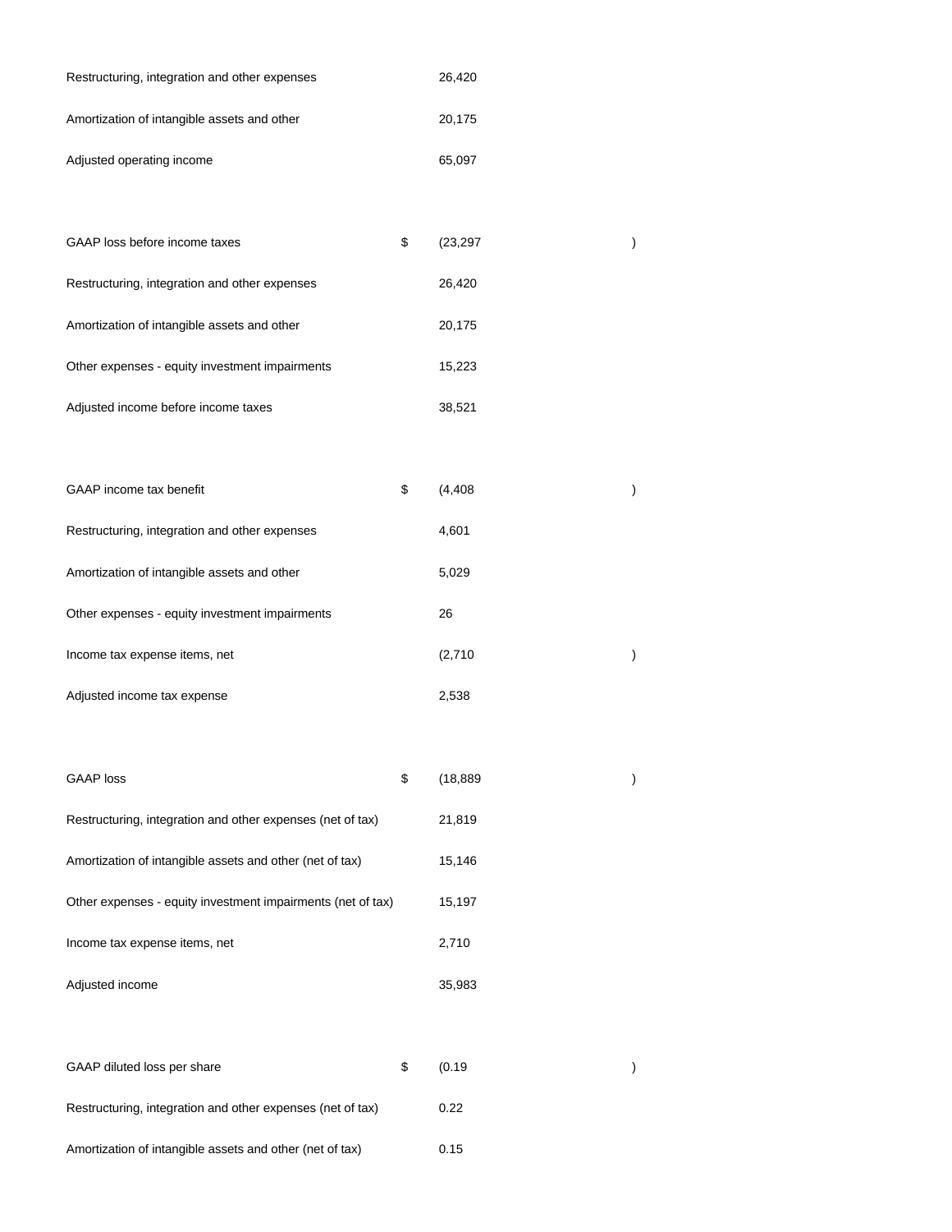| | | | |
|---|---|---|---|
| Restructuring, integration and other expenses | | 26,420 | |
| Amortization of intangible assets and other | | 20,175 | |
| Adjusted operating income | | 65,097 | |
| | | | |
| GAAP loss before income taxes | $ | (23,297 | ) |
| Restructuring, integration and other expenses | | 26,420 | |
| Amortization of intangible assets and other | | 20,175 | |
| Other expenses - equity investment impairments | | 15,223 | |
| Adjusted income before income taxes | | 38,521 | |
| | | | |
| GAAP income tax benefit | $ | (4,408 | ) |
| Restructuring, integration and other expenses | | 4,601 | |
| Amortization of intangible assets and other | | 5,029 | |
| Other expenses - equity investment impairments | | 26 | |
| Income tax expense items, net | | (2,710 | ) |
| Adjusted income tax expense | | 2,538 | |
| | | | |
| GAAP loss | $ | (18,889 | ) |
| Restructuring, integration and other expenses (net of tax) | | 21,819 | |
| Amortization of intangible assets and other (net of tax) | | 15,146 | |
| Other expenses - equity investment impairments (net of tax) | | 15,197 | |
| Income tax expense items, net | | 2,710 | |
| Adjusted income | | 35,983 | |
| | | | |
| GAAP diluted loss per share | $ | (0.19 | ) |
| Restructuring, integration and other expenses (net of tax) | | 0.22 | |
| Amortization of intangible assets and other (net of tax) | | 0.15 | |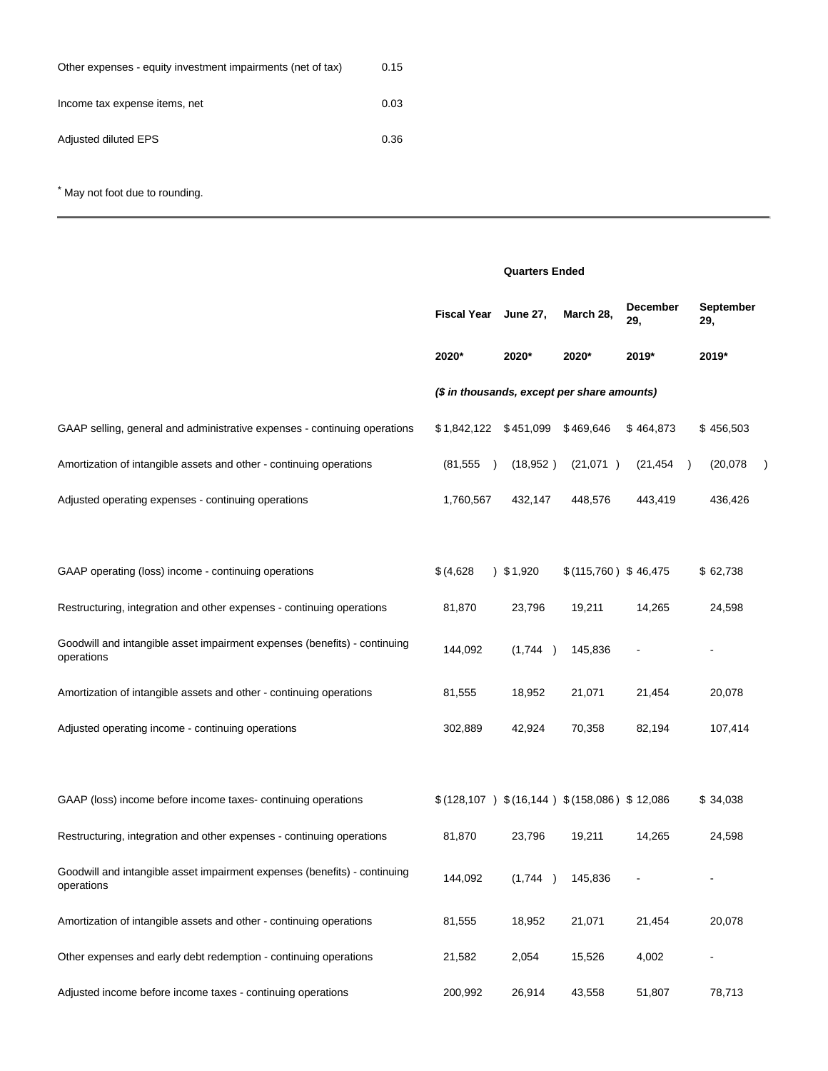| | |
|---|---|
| Other expenses - equity investment impairments (net of tax) | 0.15 |
| Income tax expense items, net | 0.03 |
| Adjusted diluted EPS | 0.36 |

* May not foot due to rounding.

---

| | | Quarters Ended | | | |
|---|---|---|---|---|---|
| | Fiscal Year | June 27, | March 28, | December 29, | September 29, |
| | 2020* | 2020* | 2020* | 2019* | 2019* |
| | ($ in thousands, except per share amounts) | | | | |
| GAAP selling, general and administrative expenses - continuing operations | $ 1,842,122 | $ 451,099 | $ 469,646 | $ 464,873 | $ 456,503 |
| Amortization of intangible assets and other - continuing operations | (81,555 ) | (18,952 ) | (21,071 ) | (21,454 ) | (20,078 ) |
| Adjusted operating expenses - continuing operations | 1,760,567 | 432,147 | 448,576 | 443,419 | 436,426 |
| | | | | | |
| GAAP operating (loss) income - continuing operations | $ (4,628 ) | $ 1,920 | $ (115,760 ) | $ 46,475 | $ 62,738 |
| Restructuring, integration and other expenses - continuing operations | 81,870 | 23,796 | 19,211 | 14,265 | 24,598 |
| Goodwill and intangible asset impairment expenses (benefits) - continuing operations | 144,092 | (1,744 ) | 145,836 | - | - |
| Amortization of intangible assets and other - continuing operations | 81,555 | 18,952 | 21,071 | 21,454 | 20,078 |
| Adjusted operating income - continuing operations | 302,889 | 42,924 | 70,358 | 82,194 | 107,414 |
| | | | | | |
| GAAP (loss) income before income taxes- continuing operations | $ (128,107 ) | $ (16,144 ) | $ (158,086 ) | $ 12,086 | $ 34,038 |
| Restructuring, integration and other expenses - continuing operations | 81,870 | 23,796 | 19,211 | 14,265 | 24,598 |
| Goodwill and intangible asset impairment expenses (benefits) - continuing operations | 144,092 | (1,744 ) | 145,836 | - | - |
| Amortization of intangible assets and other - continuing operations | 81,555 | 18,952 | 21,071 | 21,454 | 20,078 |
| Other expenses and early debt redemption - continuing operations | 21,582 | 2,054 | 15,526 | 4,002 | - |
| Adjusted income before income taxes - continuing operations | 200,992 | 26,914 | 43,558 | 51,807 | 78,713 |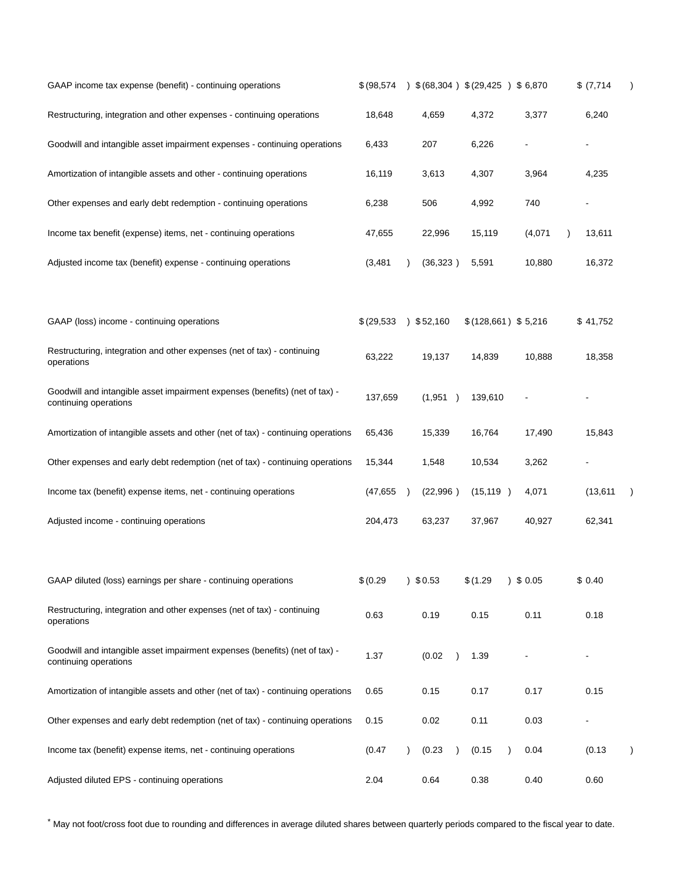| | | | | | |
|---|---|---|---|---|---|
| GAAP income tax expense (benefit) - continuing operations | $ (98,574 ) | $ (68,304 ) | $ (29,425 ) | $ 6,870 | $ (7,714 ) |
| Restructuring, integration and other expenses - continuing operations | 18,648 | 4,659 | 4,372 | 3,377 | 6,240 |
| Goodwill and intangible asset impairment expenses - continuing operations | 6,433 | 207 | 6,226 | - | - |
| Amortization of intangible assets and other - continuing operations | 16,119 | 3,613 | 4,307 | 3,964 | 4,235 |
| Other expenses and early debt redemption - continuing operations | 6,238 | 506 | 4,992 | 740 | - |
| Income tax benefit (expense) items, net - continuing operations | 47,655 | 22,996 | 15,119 | (4,071 ) | 13,611 |
| Adjusted income tax (benefit) expense - continuing operations | (3,481 ) | (36,323 ) | 5,591 | 10,880 | 16,372 |
| | | | | | |
| GAAP (loss) income - continuing operations | $ (29,533 ) | $ 52,160 | $ (128,661 ) | $ 5,216 | $ 41,752 |
| Restructuring, integration and other expenses (net of tax) - continuing operations | 63,222 | 19,137 | 14,839 | 10,888 | 18,358 |
| Goodwill and intangible asset impairment expenses (benefits) (net of tax) - continuing operations | 137,659 | (1,951 ) | 139,610 | - | - |
| Amortization of intangible assets and other (net of tax) - continuing operations | 65,436 | 15,339 | 16,764 | 17,490 | 15,843 |
| Other expenses and early debt redemption (net of tax) - continuing operations | 15,344 | 1,548 | 10,534 | 3,262 | - |
| Income tax (benefit) expense items, net - continuing operations | (47,655 ) | (22,996 ) | (15,119 ) | 4,071 | (13,611 ) |
| Adjusted income - continuing operations | 204,473 | 63,237 | 37,967 | 40,927 | 62,341 |
| | | | | | |
| GAAP diluted (loss) earnings per share - continuing operations | $ (0.29 ) | $ 0.53 | $ (1.29 ) | $ 0.05 | $ 0.40 |
| Restructuring, integration and other expenses (net of tax) - continuing operations | 0.63 | 0.19 | 0.15 | 0.11 | 0.18 |
| Goodwill and intangible asset impairment expenses (benefits) (net of tax) - continuing operations | 1.37 | (0.02 ) | 1.39 | - | - |
| Amortization of intangible assets and other (net of tax) - continuing operations | 0.65 | 0.15 | 0.17 | 0.17 | 0.15 |
| Other expenses and early debt redemption (net of tax) - continuing operations | 0.15 | 0.02 | 0.11 | 0.03 | - |
| Income tax (benefit) expense items, net - continuing operations | (0.47 ) | (0.23 ) | (0.15 ) | 0.04 | (0.13 ) |
| Adjusted diluted EPS - continuing operations | 2.04 | 0.64 | 0.38 | 0.40 | 0.60 |

* May not foot/cross foot due to rounding and differences in average diluted shares between quarterly periods compared to the fiscal year to date.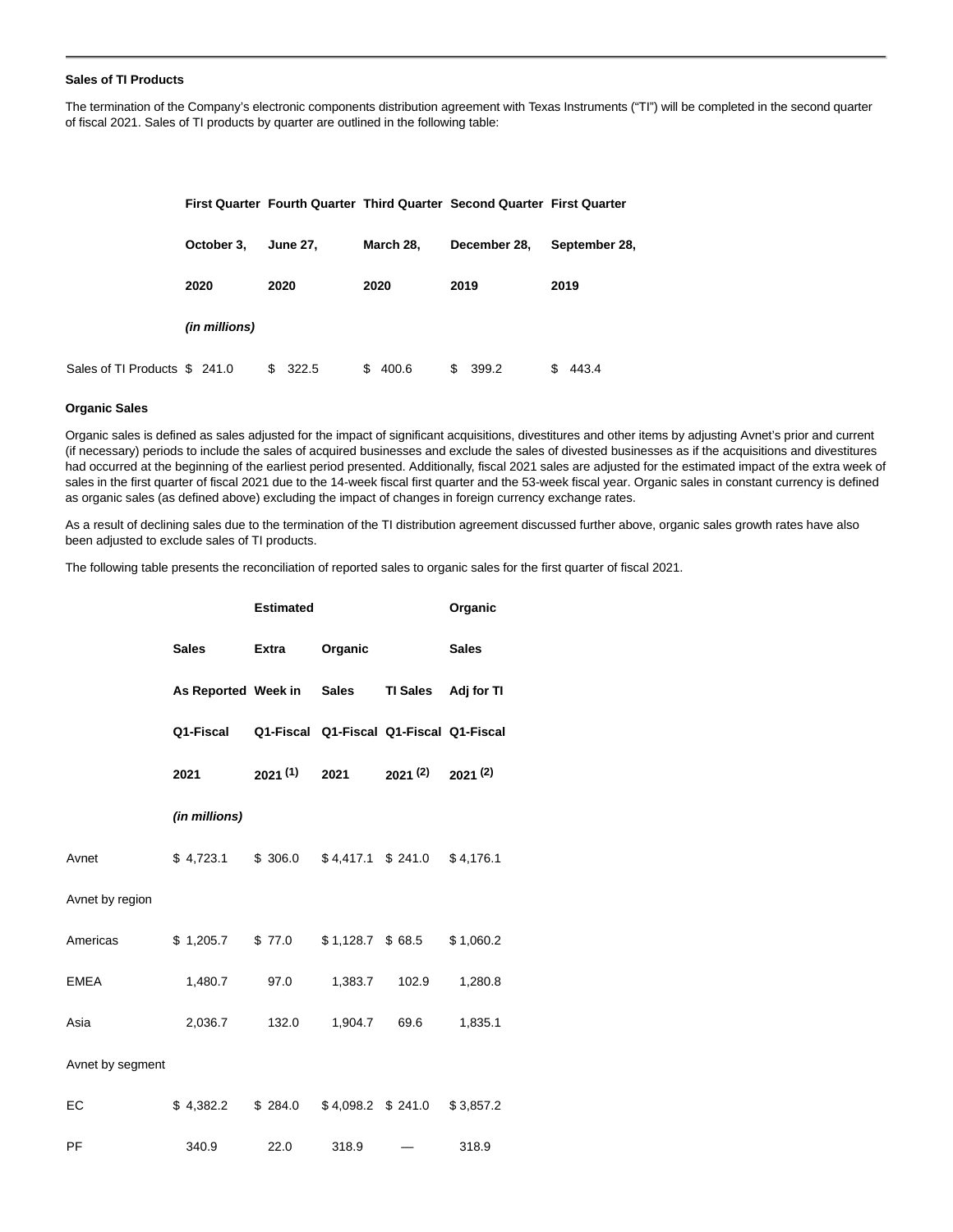### Sales of TI Products

The termination of the Company's electronic components distribution agreement with Texas Instruments ("TI") will be completed in the second quarter of fiscal 2021. Sales of TI products by quarter are outlined in the following table:

| | First Quarter October 3, 2020 | Fourth Quarter June 27, 2020 | Third Quarter March 28, 2020 | Second Quarter December 28, 2019 | First Quarter September 28, 2019 |
|---|---|---|---|---|---|
| | *(in millions)* | | | | |
| Sales of TI Products | $ 241.0 | $ 322.5 | $ 400.6 | $ 399.2 | $ 443.4 |

### Organic Sales

Organic sales is defined as sales adjusted for the impact of significant acquisitions, divestitures and other items by adjusting Avnet's prior and current (if necessary) periods to include the sales of acquired businesses and exclude the sales of divested businesses as if the acquisitions and divestitures had occurred at the beginning of the earliest period presented. Additionally, fiscal 2021 sales are adjusted for the estimated impact of the extra week of sales in the first quarter of fiscal 2021 due to the 14-week fiscal first quarter and the 53-week fiscal year. Organic sales in constant currency is defined as organic sales (as defined above) excluding the impact of changes in foreign currency exchange rates.

As a result of declining sales due to the termination of the TI distribution agreement discussed further above, organic sales growth rates have also been adjusted to exclude sales of TI products.

The following table presents the reconciliation of reported sales to organic sales for the first quarter of fiscal 2021.

| | Sales As Reported Q1-Fiscal 2021 | Estimated Extra Week in Q1-Fiscal 2021 [(1)] | Organic Sales Q1-Fiscal 2021 | TI Sales Q1-Fiscal 2021 [(2)] | Organic Sales Adj for TI Q1-Fiscal 2021 [(2)] |
|---|---|---|---|---|---|
| | *(in millions)* | | | | |
| Avnet | $ 4,723.1 | $ 306.0 | $ 4,417.1 | $ 241.0 | $ 4,176.1 |
| Avnet by region | | | | | |
| Americas | $ 1,205.7 | $ 77.0 | $ 1,128.7 | $ 68.5 | $ 1,060.2 |
| EMEA | 1,480.7 | 97.0 | 1,383.7 | 102.9 | 1,280.8 |
| Asia | 2,036.7 | 132.0 | 1,904.7 | 69.6 | 1,835.1 |
| Avnet by segment | | | | | |
| EC | $ 4,382.2 | $ 284.0 | $ 4,098.2 | $ 241.0 | $ 3,857.2 |
| PF | 340.9 | 22.0 | 318.9 | — | 318.9 |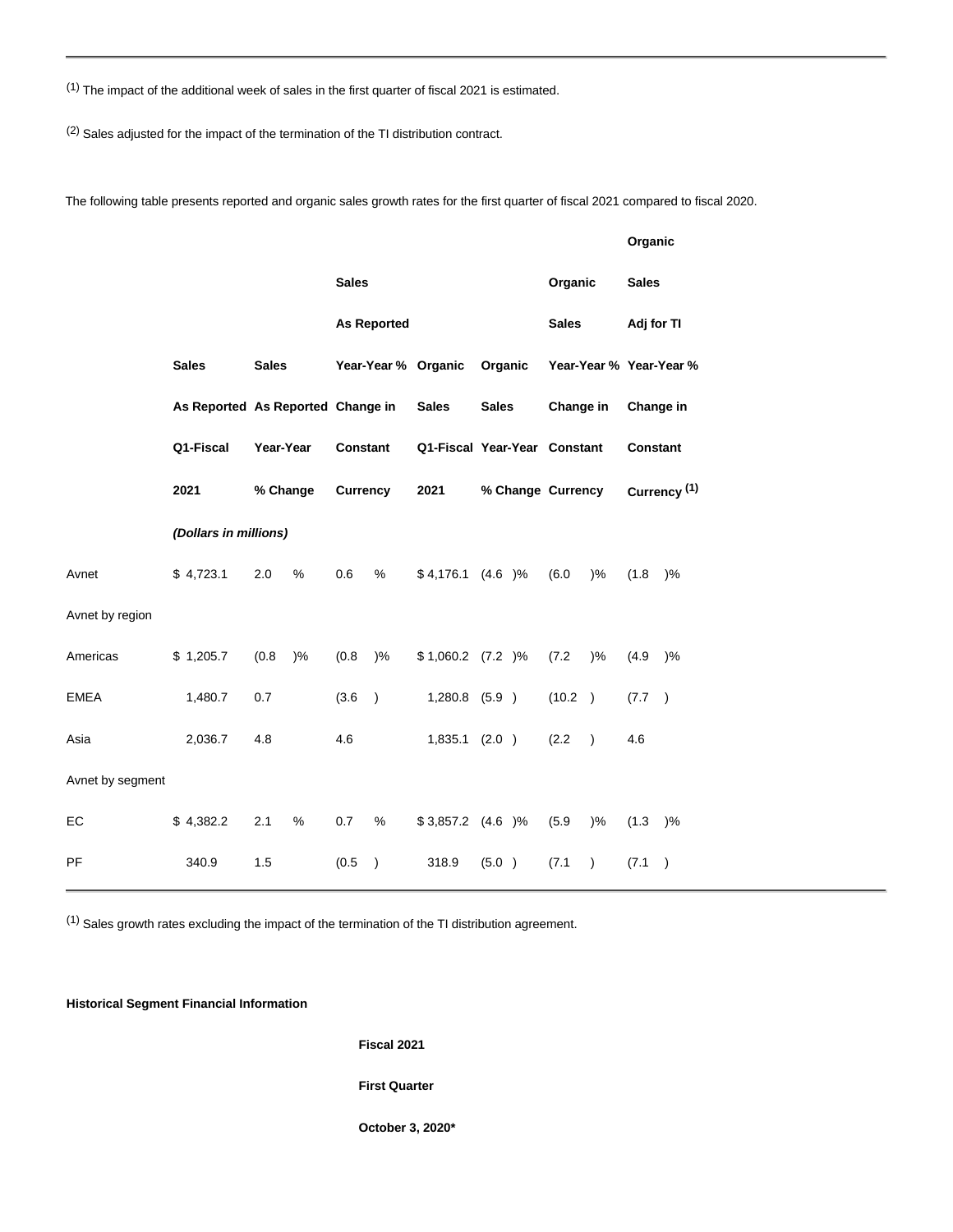(1) The impact of the additional week of sales in the first quarter of fiscal 2021 is estimated.

(2) Sales adjusted for the impact of the termination of the TI distribution contract.

The following table presents reported and organic sales growth rates for the first quarter of fiscal 2021 compared to fiscal 2020.

| | Sales As Reported Q1-Fiscal 2021 | Sales As Reported Year-Year % Change | Sales As Reported Year-Year % Change in Constant Currency | Organic Sales Q1-Fiscal 2021 | Organic Sales Year-Year % Change | Organic Sales Year-Year % Change in Constant Currency | Organic Sales Adj for TI Year-Year % Change in Constant Currency (1) |
|---|---|---|---|---|---|---|---|
| | *(Dollars in millions)* | | | | | | |
| Avnet | $ 4,723.1 | 2.0 % | 0.6 % | $ 4,176.1 | (4.6 )% | (6.0 )% | (1.8 )% |
| Avnet by region | | | | | | | |
| Americas | $ 1,205.7 | (0.8 )% | (0.8 )% | $ 1,060.2 | (7.2 )% | (7.2 )% | (4.9 )% |
| EMEA | 1,480.7 | 0.7 | (3.6 ) | 1,280.8 | (5.9 ) | (10.2 ) | (7.7 ) |
| Asia | 2,036.7 | 4.8 | 4.6 | 1,835.1 | (2.0 ) | (2.2 ) | 4.6 |
| Avnet by segment | | | | | | | |
| EC | $ 4,382.2 | 2.1 % | 0.7 % | $ 3,857.2 | (4.6 )% | (5.9 )% | (1.3 )% |
| PF | 340.9 | 1.5 | (0.5 ) | 318.9 | (5.0 ) | (7.1 ) | (7.1 ) |

(1) Sales growth rates excluding the impact of the termination of the TI distribution agreement.

**Historical Segment Financial Information**

**Fiscal 2021**

**First Quarter**

**October 3, 2020***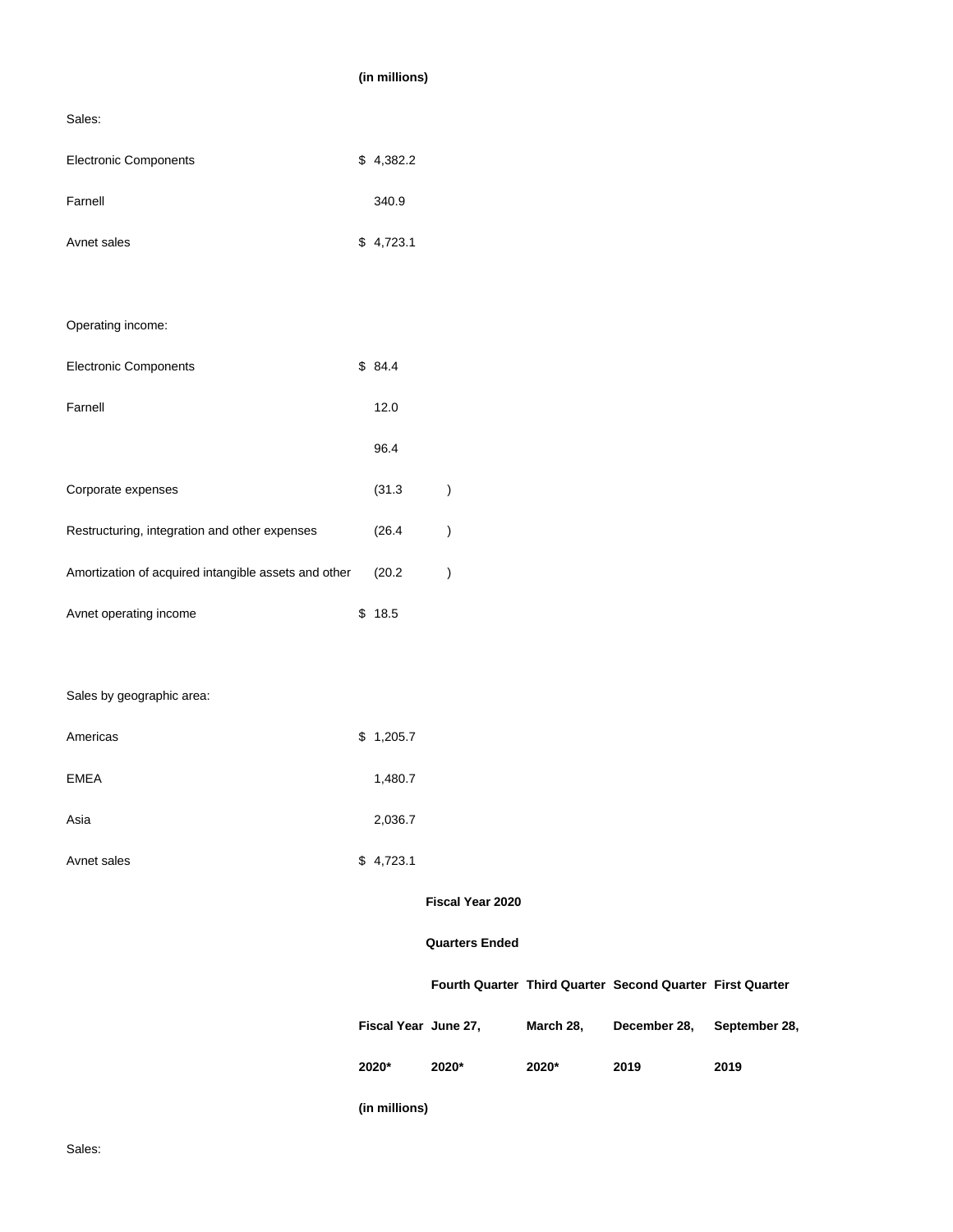| | (in millions) |
|---|---|
| Sales: | |
| Electronic Components | $ 4,382.2 |
| Farnell | 340.9 |
| Avnet sales | $ 4,723.1 |
| | |
| Operating income: | |
| Electronic Components | $ 84.4 |
| Farnell | 12.0 |
| | 96.4 |
| Corporate expenses | (31.3 ) |
| Restructuring, integration and other expenses | (26.4 ) |
| Amortization of acquired intangible assets and other | (20.2 ) |
| Avnet operating income | $ 18.5 |
| | |
| Sales by geographic area: | |
| Americas | $ 1,205.7 |
| EMEA | 1,480.7 |
| Asia | 2,036.7 |
| Avnet sales | $ 4,723.1 |

| | Fiscal Year 2020 | | | | |
|---|---|---|---|---|---|
| | Quarters Ended | | | | |
| | | Fourth Quarter | Third Quarter | Second Quarter | First Quarter |
| | Fiscal Year | June 27, | March 28, | December 28, | September 28, |
| | 2020* | 2020* | 2020* | 2019 | 2019 |
| | (in millions) | | | | |
| Sales: | | | | | |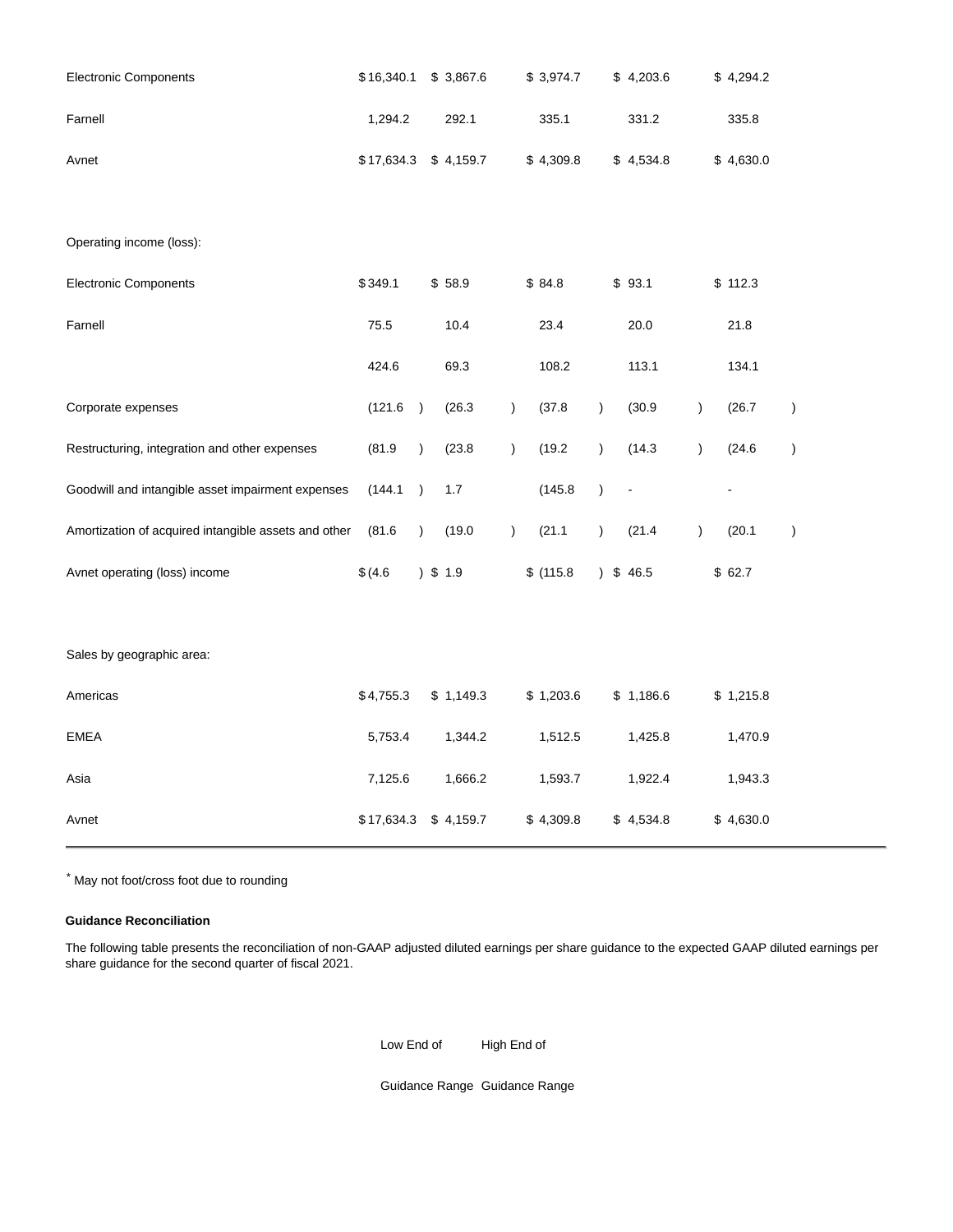| | | | | | |
|---|---|---|---|---|---|
| Electronic Components | $16,340.1 | $ 3,867.6 | $ 3,974.7 | $ 4,203.6 | $ 4,294.2 |
| Farnell | 1,294.2 | 292.1 | 335.1 | 331.2 | 335.8 |
| Avnet | $17,634.3 | $ 4,159.7 | $ 4,309.8 | $ 4,534.8 | $ 4,630.0 |
| | | | | | |
| Operating income (loss): | | | | | |
| Electronic Components | $349.1 | $ 58.9 | $ 84.8 | $ 93.1 | $ 112.3 |
| Farnell | 75.5 | 10.4 | 23.4 | 20.0 | 21.8 |
| | 424.6 | 69.3 | 108.2 | 113.1 | 134.1 |
| Corporate expenses | (121.6) | (26.3) | (37.8) | (30.9) | (26.7) |
| Restructuring, integration and other expenses | (81.9) | (23.8) | (19.2) | (14.3) | (24.6) |
| Goodwill and intangible asset impairment expenses | (144.1) | 1.7 | (145.8) | - | - |
| Amortization of acquired intangible assets and other | (81.6) | (19.0) | (21.1) | (21.4) | (20.1) |
| Avnet operating (loss) income | $(4.6) | $ 1.9 | $ (115.8) | $ 46.5 | $ 62.7 |
| | | | | | |
| Sales by geographic area: | | | | | |
| Americas | $4,755.3 | $ 1,149.3 | $ 1,203.6 | $ 1,186.6 | $ 1,215.8 |
| EMEA | 5,753.4 | 1,344.2 | 1,512.5 | 1,425.8 | 1,470.9 |
| Asia | 7,125.6 | 1,666.2 | 1,593.7 | 1,922.4 | 1,943.3 |
| Avnet | $17,634.3 | $ 4,159.7 | $ 4,309.8 | $ 4,534.8 | $ 4,630.0 |

* May not foot/cross foot due to rounding

**Guidance Reconciliation**

The following table presents the reconciliation of non-GAAP adjusted diluted earnings per share guidance to the expected GAAP diluted earnings per share guidance for the second quarter of fiscal 2021.

| | Low End of Guidance Range | High End of Guidance Range |
|---|---|---|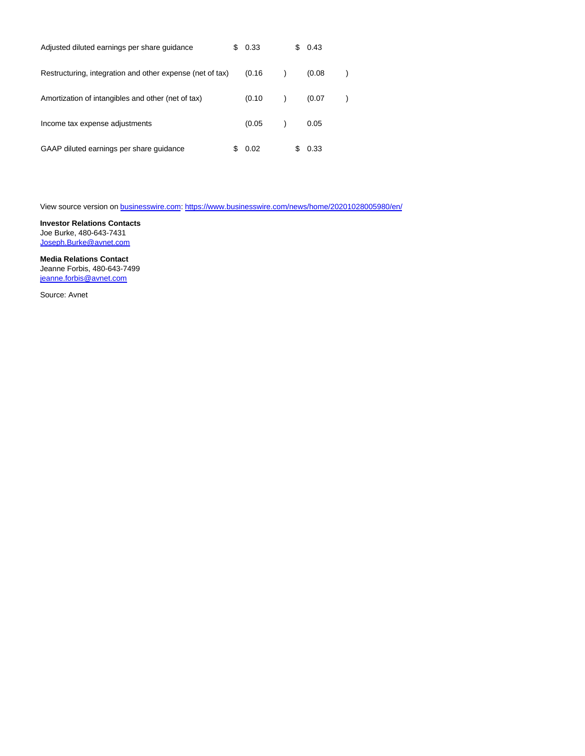| | | |
|---|---|---|
| Adjusted diluted earnings per share guidance | $ 0.33 | $ 0.43 |
| Restructuring, integration and other expense (net of tax) | (0.16) | (0.08) |
| Amortization of intangibles and other (net of tax) | (0.10) | (0.07) |
| Income tax expense adjustments | (0.05) | 0.05 |
| GAAP diluted earnings per share guidance | $ 0.02 | $ 0.33 |

View source version on businesswire.com: https://www.businesswire.com/news/home/20201028005980/en/

**Investor Relations Contacts**
Joe Burke, 480-643-7431
Joseph.Burke@avnet.com

**Media Relations Contact**
Jeanne Forbis, 480-643-7499
jeanne.forbis@avnet.com

Source: Avnet